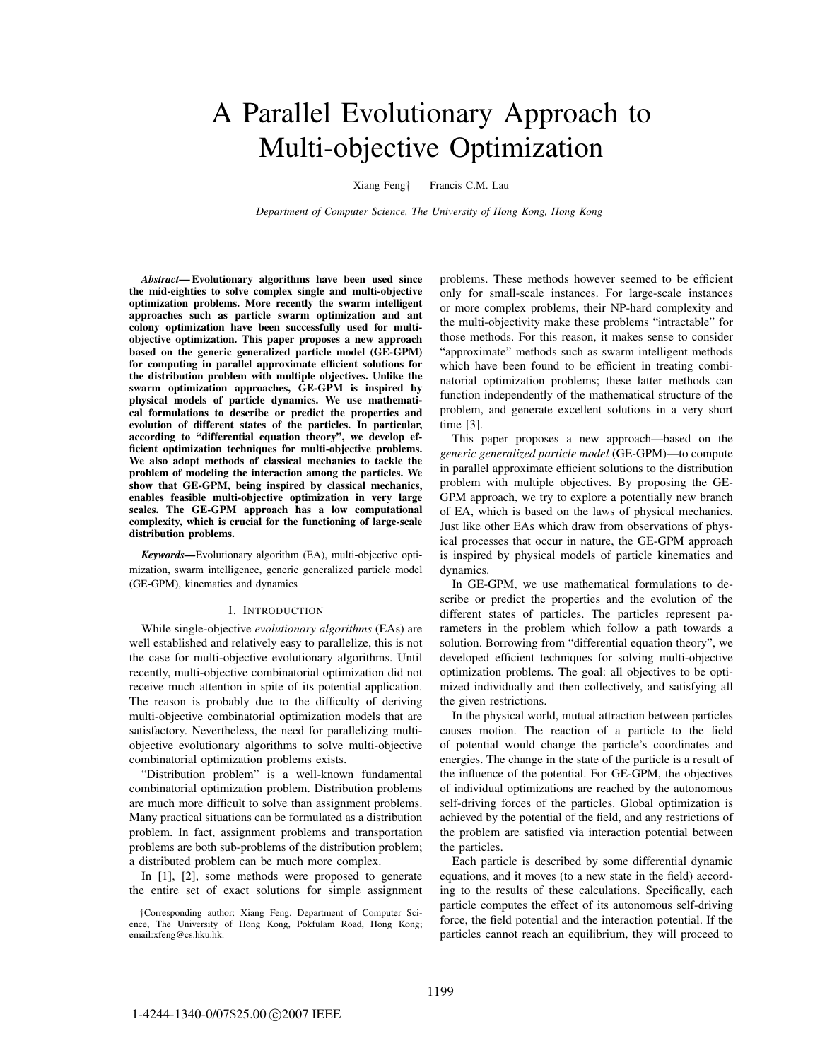# A Parallel Evolutionary Approach to Multi-objective Optimization

Xiang Feng† Francis C.M. Lau

*Department of Computer Science, The University of Hong Kong, Hong Kong*

***Abstract*— Evolutionary algorithms have been used since the mid-eighties to solve complex single and multi-objective optimization problems. More recently the swarm intelligent approaches such as particle swarm optimization and ant colony optimization have been successfully used for multi-objective optimization. This paper proposes a new approach based on the generic generalized particle model (GE-GPM) for computing in parallel approximate efficient solutions for the distribution problem with multiple objectives. Unlike the swarm optimization approaches, GE-GPM is inspired by physical models of particle dynamics. We use mathematical formulations to describe or predict the properties and evolution of different states of the particles. In particular, according to "differential equation theory", we develop efficient optimization techniques for multi-objective problems. We also adopt methods of classical mechanics to tackle the problem of modeling the interaction among the particles. We show that GE-GPM, being inspired by classical mechanics, enables feasible multi-objective optimization in very large scales. The GE-GPM approach has a low computational complexity, which is crucial for the functioning of large-scale distribution problems.**

***Keywords*—**Evolutionary algorithm (EA), multi-objective optimization, swarm intelligence, generic generalized particle model (GE-GPM), kinematics and dynamics

## I. Introduction

While single-objective *evolutionary algorithms* (EAs) are well established and relatively easy to parallelize, this is not the case for multi-objective evolutionary algorithms. Until recently, multi-objective combinatorial optimization did not receive much attention in spite of its potential application. The reason is probably due to the difficulty of deriving multi-objective combinatorial optimization models that are satisfactory. Nevertheless, the need for parallelizing multi-objective evolutionary algorithms to solve multi-objective combinatorial optimization problems exists.

"Distribution problem" is a well-known fundamental combinatorial optimization problem. Distribution problems are much more difficult to solve than assignment problems. Many practical situations can be formulated as a distribution problem. In fact, assignment problems and transportation problems are both sub-problems of the distribution problem; a distributed problem can be much more complex.

In [1], [2], some methods were proposed to generate the entire set of exact solutions for simple assignment problems. These methods however seemed to be efficient only for small-scale instances. For large-scale instances or more complex problems, their NP-hard complexity and the multi-objectivity make these problems "intractable" for those methods. For this reason, it makes sense to consider "approximate" methods such as swarm intelligent methods which have been found to be efficient in treating combinatorial optimization problems; these latter methods can function independently of the mathematical structure of the problem, and generate excellent solutions in a very short time [3].

This paper proposes a new approach—based on the *generic generalized particle model* (GE-GPM)—to compute in parallel approximate efficient solutions to the distribution problem with multiple objectives. By proposing the GE-GPM approach, we try to explore a potentially new branch of EA, which is based on the laws of physical mechanics. Just like other EAs which draw from observations of physical processes that occur in nature, the GE-GPM approach is inspired by physical models of particle kinematics and dynamics.

In GE-GPM, we use mathematical formulations to describe or predict the properties and the evolution of the different states of particles. The particles represent parameters in the problem which follow a path towards a solution. Borrowing from "differential equation theory", we developed efficient techniques for solving multi-objective optimization problems. The goal: all objectives to be optimized individually and then collectively, and satisfying all the given restrictions.

In the physical world, mutual attraction between particles causes motion. The reaction of a particle to the field of potential would change the particle's coordinates and energies. The change in the state of the particle is a result of the influence of the potential. For GE-GPM, the objectives of individual optimizations are reached by the autonomous self-driving forces of the particles. Global optimization is achieved by the potential of the field, and any restrictions of the problem are satisfied via interaction potential between the particles.

Each particle is described by some differential dynamic equations, and it moves (to a new state in the field) according to the results of these calculations. Specifically, each particle computes the effect of its autonomous self-driving force, the field potential and the interaction potential. If the particles cannot reach an equilibrium, they will proceed to

†Corresponding author: Xiang Feng, Department of Computer Science, The University of Hong Kong, Pokfulam Road, Hong Kong; email:xfeng@cs.hku.hk.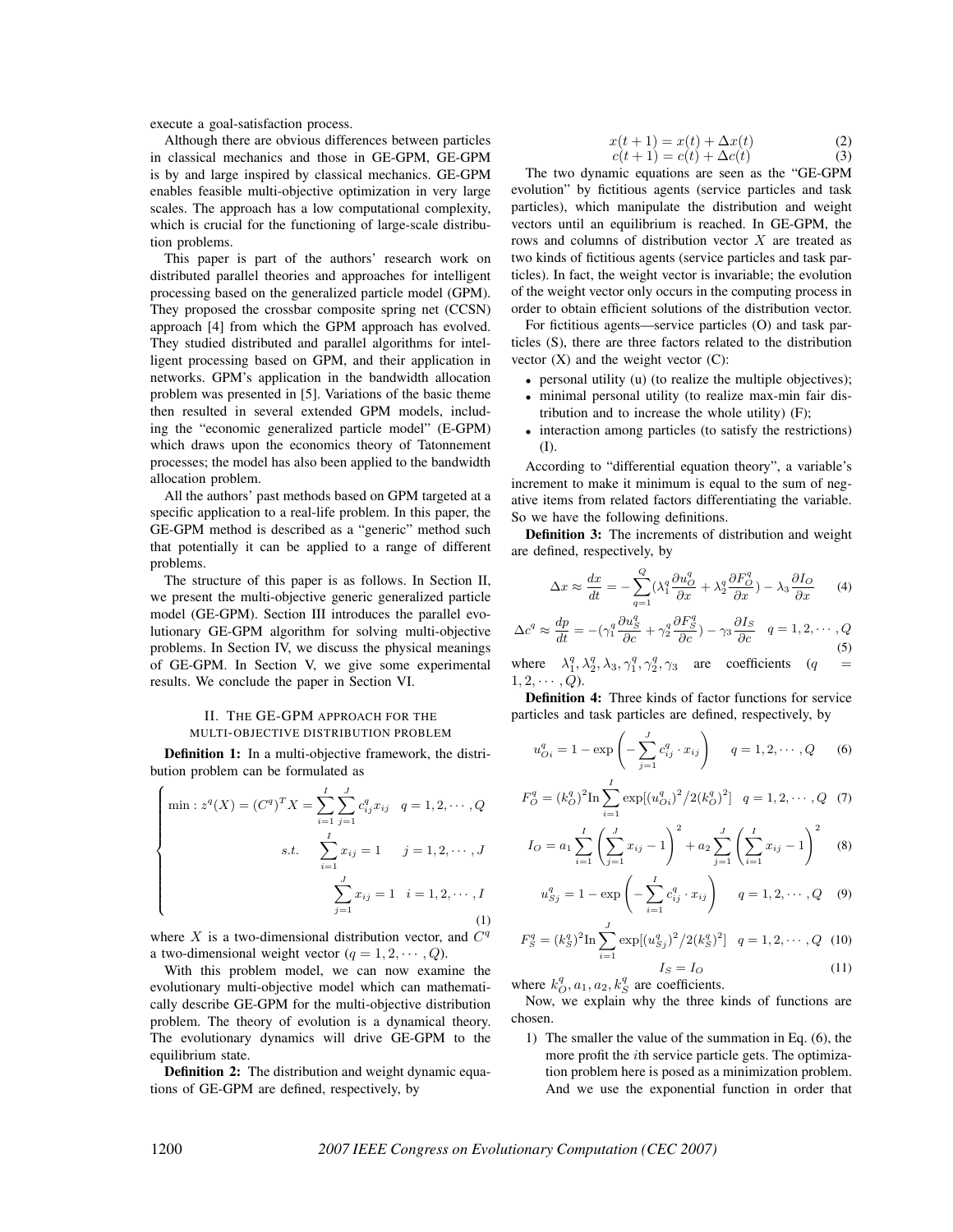execute a goal-satisfaction process.

Although there are obvious differences between particles in classical mechanics and those in GE-GPM, GE-GPM is by and large inspired by classical mechanics. GE-GPM enables feasible multi-objective optimization in very large scales. The approach has a low computational complexity, which is crucial for the functioning of large-scale distribution problems.

This paper is part of the authors' research work on distributed parallel theories and approaches for intelligent processing based on the generalized particle model (GPM). They proposed the crossbar composite spring net (CCSN) approach [4] from which the GPM approach has evolved. They studied distributed and parallel algorithms for intelligent processing based on GPM, and their application in networks. GPM's application in the bandwidth allocation problem was presented in [5]. Variations of the basic theme then resulted in several extended GPM models, including the "economic generalized particle model" (E-GPM) which draws upon the economics theory of Tatonnement processes; the model has also been applied to the bandwidth allocation problem.

All the authors' past methods based on GPM targeted at a specific application to a real-life problem. In this paper, the GE-GPM method is described as a "generic" method such that potentially it can be applied to a range of different problems.

The structure of this paper is as follows. In Section II, we present the multi-objective generic generalized particle model (GE-GPM). Section III introduces the parallel evolutionary GE-GPM algorithm for solving multi-objective problems. In Section IV, we discuss the physical meanings of GE-GPM. In Section V, we give some experimental results. We conclude the paper in Section VI.

## II. The GE-GPM approach for the multi-objective distribution problem

**Definition 1:** In a multi-objective framework, the distribution problem can be formulated as

$$
\begin{cases}
\min : z^q(X) = (C^q)^T X = \sum_{i=1}^{I}\sum_{j=1}^{J} c_{ij}^q x_{ij} \quad q = 1, 2, \cdots, Q \\
\quad s.t. \quad \sum_{i=1}^{I} x_{ij} = 1 \qquad j = 1, 2, \cdots, J \\
\qquad\qquad \sum_{j=1}^{J} x_{ij} = 1 \quad i = 1, 2, \cdots, I
\end{cases}
\tag{1}
$$

where $X$ is a two-dimensional distribution vector, and $C^q$ a two-dimensional weight vector ($q = 1, 2, \cdots, Q$).

With this problem model, we can now examine the evolutionary multi-objective model which can mathematically describe GE-GPM for the multi-objective distribution problem. The theory of evolution is a dynamical theory. The evolutionary dynamics will drive GE-GPM to the equilibrium state.

**Definition 2:** The distribution and weight dynamic equations of GE-GPM are defined, respectively, by

$$x(t+1) = x(t) + \Delta x(t) \tag{2}$$

$$c(t+1) = c(t) + \Delta c(t) \tag{3}$$

The two dynamic equations are seen as the "GE-GPM evolution" by fictitious agents (service particles and task particles), which manipulate the distribution and weight vectors until an equilibrium is reached. In GE-GPM, the rows and columns of distribution vector $X$ are treated as two kinds of fictitious agents (service particles and task particles). In fact, the weight vector is invariable; the evolution of the weight vector only occurs in the computing process in order to obtain efficient solutions of the distribution vector.

For fictitious agents—service particles (O) and task particles (S), there are three factors related to the distribution vector (X) and the weight vector (C):

- personal utility (u) (to realize the multiple objectives);
- minimal personal utility (to realize max-min fair distribution and to increase the whole utility) (F);
- interaction among particles (to satisfy the restrictions) (I).

According to "differential equation theory", a variable's increment to make it minimum is equal to the sum of negative items from related factors differentiating the variable. So we have the following definitions.

**Definition 3:** The increments of distribution and weight are defined, respectively, by

$$\Delta x \approx \frac{dx}{dt} = -\sum_{q=1}^{Q}\left(\lambda_1^q \frac{\partial u_O^q}{\partial x} + \lambda_2^q \frac{\partial F_O^q}{\partial x}\right) - \lambda_3 \frac{\partial I_O}{\partial x} \tag{4}$$

$$\Delta c^q \approx \frac{dp}{dt} = -\left(\gamma_1^q \frac{\partial u_S^q}{\partial c} + \gamma_2^q \frac{\partial F_S^q}{\partial c}\right) - \gamma_3 \frac{\partial I_S}{\partial c} \quad q = 1, 2, \cdots, Q \tag{5}$$

where $\lambda_1^q, \lambda_2^q, \lambda_3, \gamma_1^q, \gamma_2^q, \gamma_3$ are coefficients ($q = 1, 2, \cdots, Q$).

**Definition 4:** Three kinds of factor functions for service particles and task particles are defined, respectively, by

$$u_{Oi}^q = 1 - \exp\left(-\sum_{j=1}^{J} c_{ij}^q \cdot x_{ij}\right) \quad q = 1, 2, \cdots, Q \tag{6}$$

$$F_O^q = (k_O^q)^2 \text{In} \sum_{i=1}^{I} \exp[(u_{Oi}^q)^2 / 2(k_O^q)^2] \quad q = 1, 2, \cdots, Q \tag{7}$$

$$I_O = a_1 \sum_{i=1}^{I}\left(\sum_{j=1}^{J} x_{ij} - 1\right)^2 + a_2 \sum_{j=1}^{J}\left(\sum_{i=1}^{I} x_{ij} - 1\right)^2 \tag{8}$$

$$u_{Sj}^q = 1 - \exp\left(-\sum_{i=1}^{I} c_{ij}^q \cdot x_{ij}\right) \quad q = 1, 2, \cdots, Q \tag{9}$$

$$F_S^q = (k_S^q)^2 \text{In} \sum_{i=1}^{J} \exp[(u_{Sj}^q)^2 / 2(k_S^q)^2] \quad q = 1, 2, \cdots, Q \tag{10}$$

$$I_S = I_O \tag{11}$$

where $k_O^q, a_1, a_2, k_S^q$ are coefficients.

Now, we explain why the three kinds of functions are chosen.

1) The smaller the value of the summation in Eq. (6), the more profit the $i$th service particle gets. The optimization problem here is posed as a minimization problem. And we use the exponential function in order that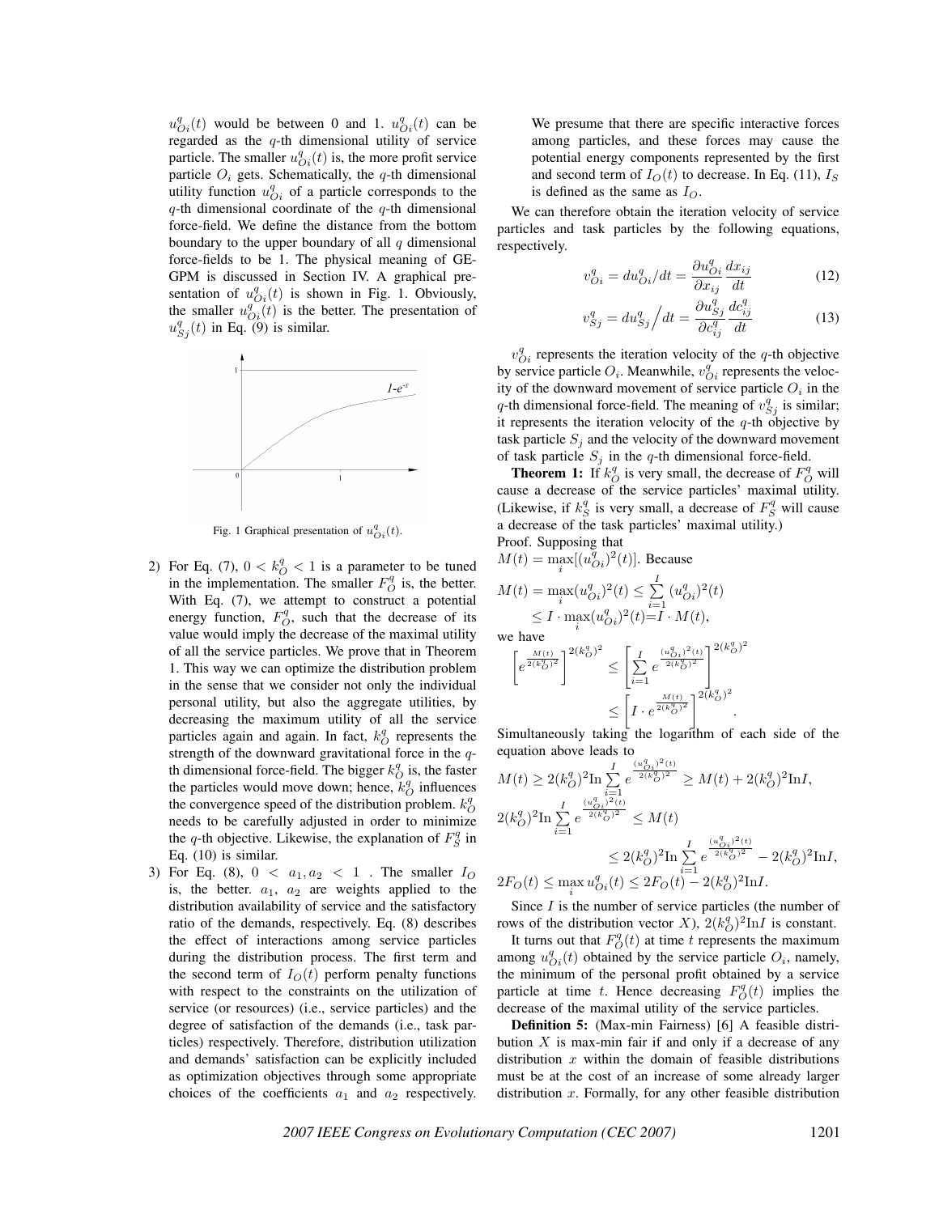$u^q_{Oi}(t)$ would be between 0 and 1. $u^q_{Oi}(t)$ can be regarded as the $q$-th dimensional utility of service particle. The smaller $u^q_{Oi}(t)$ is, the more profit service particle $O_i$ gets. Schematically, the $q$-th dimensional utility function $u^q_{Oi}$ of a particle corresponds to the $q$-th dimensional coordinate of the $q$-th dimensional force-field. We define the distance from the bottom boundary to the upper boundary of all $q$ dimensional force-fields to be 1. The physical meaning of GE-GPM is discussed in Section IV. A graphical presentation of $u^q_{Oi}(t)$ is shown in Fig. 1. Obviously, the smaller $u^q_{Oi}(t)$ is the better. The presentation of $u^q_{Sj}(t)$ in Eq. (9) is similar.

Fig. 1 Graphical presentation of $u^q_{Oi}(t)$.

2) For Eq. (7), $0 < k^q_O < 1$ is a parameter to be tuned in the implementation. The smaller $F^q_O$ is, the better. With Eq. (7), we attempt to construct a potential energy function, $F^q_O$, such that the decrease of its value would imply the decrease of the maximal utility of all the service particles. We prove that in Theorem 1. This way we can optimize the distribution problem in the sense that we consider not only the individual personal utility, but also the aggregate utilities, by decreasing the maximum utility of all the service particles again and again. In fact, $k^q_O$ represents the strength of the downward gravitational force in the $q$-th dimensional force-field. The bigger $k^q_O$ is, the faster the particles would move down; hence, $k^q_O$ influences the convergence speed of the distribution problem. $k^q_O$ needs to be carefully adjusted in order to minimize the $q$-th objective. Likewise, the explanation of $F^q_S$ in Eq. (10) is similar.

3) For Eq. (8), $0 < a_1, a_2 < 1$ . The smaller $I_O$ is, the better. $a_1$, $a_2$ are weights applied to the distribution availability of service and the satisfactory ratio of the demands, respectively. Eq. (8) describes the effect of interactions among service particles during the distribution process. The first term and the second term of $I_O(t)$ perform penalty functions with respect to the constraints on the utilization of service (or resources) (i.e., service particles) and the degree of satisfaction of the demands (i.e., task particles) respectively. Therefore, distribution utilization and demands' satisfaction can be explicitly included as optimization objectives through some appropriate choices of the coefficients $a_1$ and $a_2$ respectively. We presume that there are specific interactive forces among particles, and these forces may cause the potential energy components represented by the first and second term of $I_O(t)$ to decrease. In Eq. (11), $I_S$ is defined as the same as $I_O$.

We can therefore obtain the iteration velocity of service particles and task particles by the following equations, respectively.

$$v^q_{Oi} = du^q_{Oi}/dt = \frac{\partial u^q_{Oi}}{\partial x_{ij}}\frac{dx_{ij}}{dt} \tag{12}$$

$$v^q_{Sj} = du^q_{Sj}\Big/dt = \frac{\partial u^q_{Sj}}{\partial c^q_{ij}}\frac{dc^q_{ij}}{dt} \tag{13}$$

$v^q_{Oi}$ represents the iteration velocity of the $q$-th objective by service particle $O_i$. Meanwhile, $v^q_{Oi}$ represents the velocity of the downward movement of service particle $O_i$ in the $q$-th dimensional force-field. The meaning of $v^q_{Sj}$ is similar; it represents the iteration velocity of the $q$-th objective by task particle $S_j$ and the velocity of the downward movement of task particle $S_j$ in the $q$-th dimensional force-field.

**Theorem 1:** If $k^q_O$ is very small, the decrease of $F^q_O$ will cause a decrease of the service particles' maximal utility. (Likewise, if $k^q_S$ is very small, a decrease of $F^q_S$ will cause a decrease of the task particles' maximal utility.)

Proof. Supposing that

$M(t) = \max_i[(u^q_{Oi})^2(t)]$. Because

$$M(t) = \max_i(u^q_{Oi})^2(t) \le \sum_{i=1}^{I}(u^q_{Oi})^2(t) \le I\cdot\max_i(u^q_{Oi})^2(t) = I\cdot M(t),$$

we have

$$\left[e^{\frac{M(t)}{2(k^q_O)^2}}\right]^{2(k^q_O)^2} \le \left[\sum_{i=1}^{I} e^{\frac{(u^q_{Oi})^2(t)}{2(k^q_O)^2}}\right]^{2(k^q_O)^2} \le \left[I\cdot e^{\frac{M(t)}{2(k^q_O)^2}}\right]^{2(k^q_O)^2}.$$

Simultaneously taking the logarithm of each side of the equation above leads to

$$M(t) \ge 2(k^q_O)^2\text{In}\sum_{i=1}^{I} e^{\frac{(u^q_{Oi})^2(t)}{2(k^q_O)^2}} \ge M(t) + 2(k^q_O)^2\text{In}I,$$

$$2(k^q_O)^2\text{In}\sum_{i=1}^{I} e^{\frac{(u^q_{Oi})^2(t)}{2(k^q_O)^2}} \le M(t) \le 2(k^q_O)^2\text{In}\sum_{i=1}^{I} e^{\frac{(u^q_{Oi})^2(t)}{2(k^q_O)^2}} - 2(k^q_O)^2\text{In}I,$$

$$2F_O(t) \le \max_i u^q_{Oi}(t) \le 2F_O(t) - 2(k^q_O)^2\text{In}I.$$

Since $I$ is the number of service particles (the number of rows of the distribution vector $X$), $2(k^q_O)^2\text{In}I$ is constant.

It turns out that $F^q_O(t)$ at time $t$ represents the maximum among $u^q_{Oi}(t)$ obtained by the service particle $O_i$, namely, the minimum of the personal profit obtained by a service particle at time $t$. Hence decreasing $F^q_O(t)$ implies the decrease of the maximal utility of the service particles.

**Definition 5:** (Max-min Fairness) [6] A feasible distribution $X$ is max-min fair if and only if a decrease of any distribution $x$ within the domain of feasible distributions must be at the cost of an increase of some already larger distribution $x$. Formally, for any other feasible distribution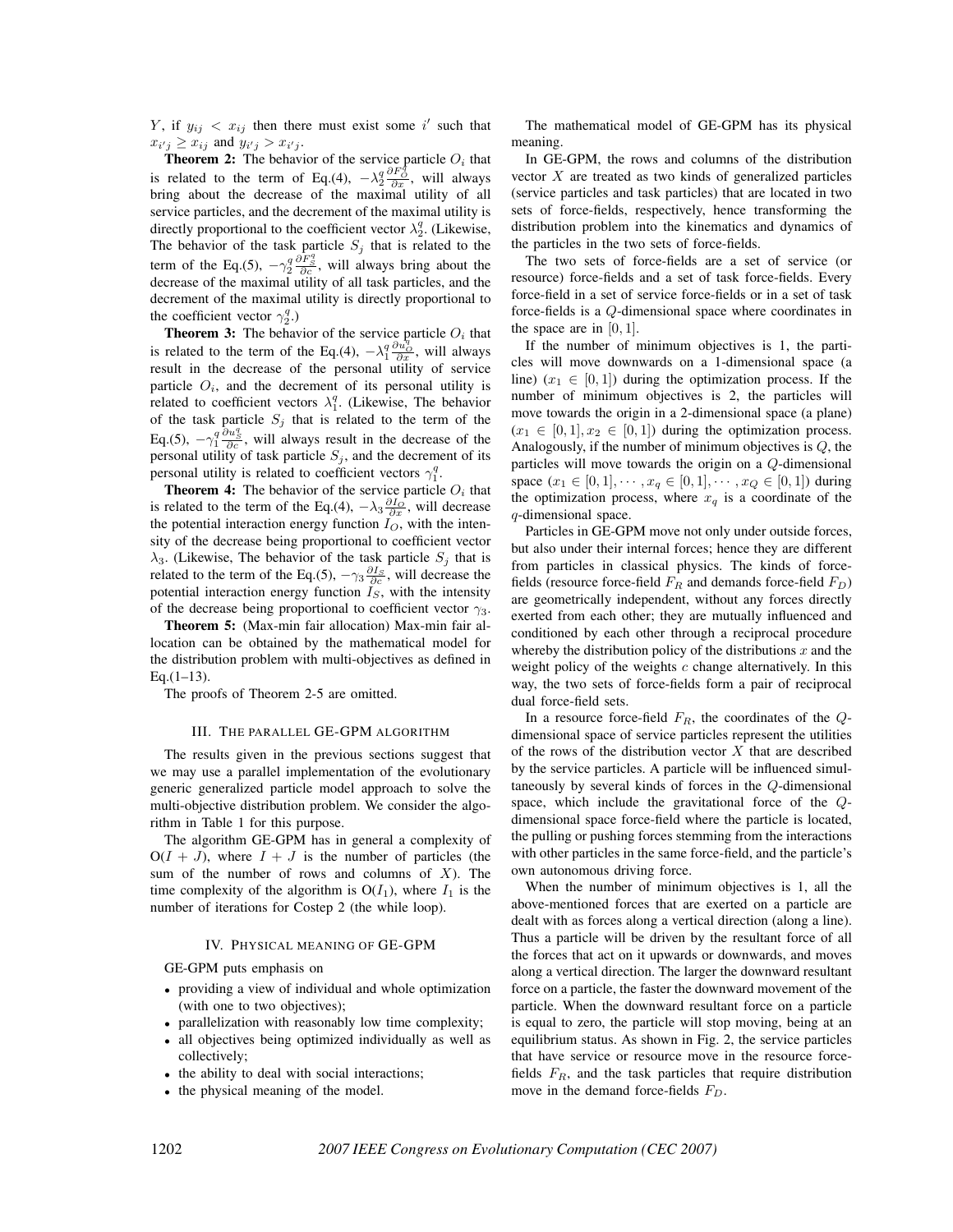$Y$, if $y_{ij} < x_{ij}$ then there must exist some $i'$ such that $x_{i'j} \geq x_{ij}$ and $y_{i'j} > x_{i'j}$.

**Theorem 2:** The behavior of the service particle $O_i$ that is related to the term of Eq.(4), $-\lambda_2^q \frac{\partial F_O^q}{\partial x}$, will always bring about the decrease of the maximal utility of all service particles, and the decrement of the maximal utility is directly proportional to the coefficient vector $\lambda_2^q$. (Likewise, The behavior of the task particle $S_j$ that is related to the term of the Eq.(5), $-\gamma_2^q \frac{\partial F_S^q}{\partial c}$, will always bring about the decrease of the maximal utility of all task particles, and the decrement of the maximal utility is directly proportional to the coefficient vector $\gamma_2^q$.)

**Theorem 3:** The behavior of the service particle $O_i$ that is related to the term of the Eq.(4), $-\lambda_1^q \frac{\partial u_O^q}{\partial x}$, will always result in the decrease of the personal utility of service particle $O_i$, and the decrement of its personal utility is related to coefficient vectors $\lambda_1^q$. (Likewise, The behavior of the task particle $S_j$ that is related to the term of the Eq.(5), $-\gamma_1^q \frac{\partial u_S^q}{\partial c}$, will always result in the decrease of the personal utility of task particle $S_j$, and the decrement of its personal utility is related to coefficient vectors $\gamma_1^q$.

**Theorem 4:** The behavior of the service particle $O_i$ that is related to the term of the Eq.(4), $-\lambda_3 \frac{\partial I_O}{\partial x}$, will decrease the potential interaction energy function $I_O$, with the intensity of the decrease being proportional to coefficient vector $\lambda_3$. (Likewise, The behavior of the task particle $S_j$ that is related to the term of the Eq.(5), $-\gamma_3 \frac{\partial I_S}{\partial c}$, will decrease the potential interaction energy function $I_S$, with the intensity of the decrease being proportional to coefficient vector $\gamma_3$.

**Theorem 5:** (Max-min fair allocation) Max-min fair allocation can be obtained by the mathematical model for the distribution problem with multi-objectives as defined in Eq.(1–13).

The proofs of Theorem 2-5 are omitted.

## III. The parallel GE-GPM algorithm

The results given in the previous sections suggest that we may use a parallel implementation of the evolutionary generic generalized particle model approach to solve the multi-objective distribution problem. We consider the algorithm in Table 1 for this purpose.

The algorithm GE-GPM has in general a complexity of $O(I + J)$, where $I + J$ is the number of particles (the sum of the number of rows and columns of $X$). The time complexity of the algorithm is $O(I_1)$, where $I_1$ is the number of iterations for Costep 2 (the while loop).

## IV. Physical meaning of GE-GPM

GE-GPM puts emphasis on

- providing a view of individual and whole optimization (with one to two objectives);
- parallelization with reasonably low time complexity;
- all objectives being optimized individually as well as collectively;
- the ability to deal with social interactions;
- the physical meaning of the model.

The mathematical model of GE-GPM has its physical meaning.

In GE-GPM, the rows and columns of the distribution vector $X$ are treated as two kinds of generalized particles (service particles and task particles) that are located in two sets of force-fields, respectively, hence transforming the distribution problem into the kinematics and dynamics of the particles in the two sets of force-fields.

The two sets of force-fields are a set of service (or resource) force-fields and a set of task force-fields. Every force-field in a set of service force-fields or in a set of task force-fields is a $Q$-dimensional space where coordinates in the space are in $[0, 1]$.

If the number of minimum objectives is 1, the particles will move downwards on a 1-dimensional space (a line) ($x_1 \in [0, 1]$) during the optimization process. If the number of minimum objectives is 2, the particles will move towards the origin in a 2-dimensional space (a plane) ($x_1 \in [0, 1], x_2 \in [0, 1]$) during the optimization process. Analogously, if the number of minimum objectives is $Q$, the particles will move towards the origin on a $Q$-dimensional space ($x_1 \in [0, 1], \cdots, x_q \in [0, 1], \cdots, x_Q \in [0, 1]$) during the optimization process, where $x_q$ is a coordinate of the $q$-dimensional space.

Particles in GE-GPM move not only under outside forces, but also under their internal forces; hence they are different from particles in classical physics. The kinds of force-fields (resource force-field $F_R$ and demands force-field $F_D$) are geometrically independent, without any forces directly exerted from each other; they are mutually influenced and conditioned by each other through a reciprocal procedure whereby the distribution policy of the distributions $x$ and the weight policy of the weights $c$ change alternatively. In this way, the two sets of force-fields form a pair of reciprocal dual force-field sets.

In a resource force-field $F_R$, the coordinates of the $Q$-dimensional space of service particles represent the utilities of the rows of the distribution vector $X$ that are described by the service particles. A particle will be influenced simultaneously by several kinds of forces in the $Q$-dimensional space, which include the gravitational force of the $Q$-dimensional space force-field where the particle is located, the pulling or pushing forces stemming from the interactions with other particles in the same force-field, and the particle's own autonomous driving force.

When the number of minimum objectives is 1, all the above-mentioned forces that are exerted on a particle are dealt with as forces along a vertical direction (along a line). Thus a particle will be driven by the resultant force of all the forces that act on it upwards or downwards, and moves along a vertical direction. The larger the downward resultant force on a particle, the faster the downward movement of the particle. When the downward resultant force on a particle is equal to zero, the particle will stop moving, being at an equilibrium status. As shown in Fig. 2, the service particles that have service or resource move in the resource force-fields $F_R$, and the task particles that require distribution move in the demand force-fields $F_D$.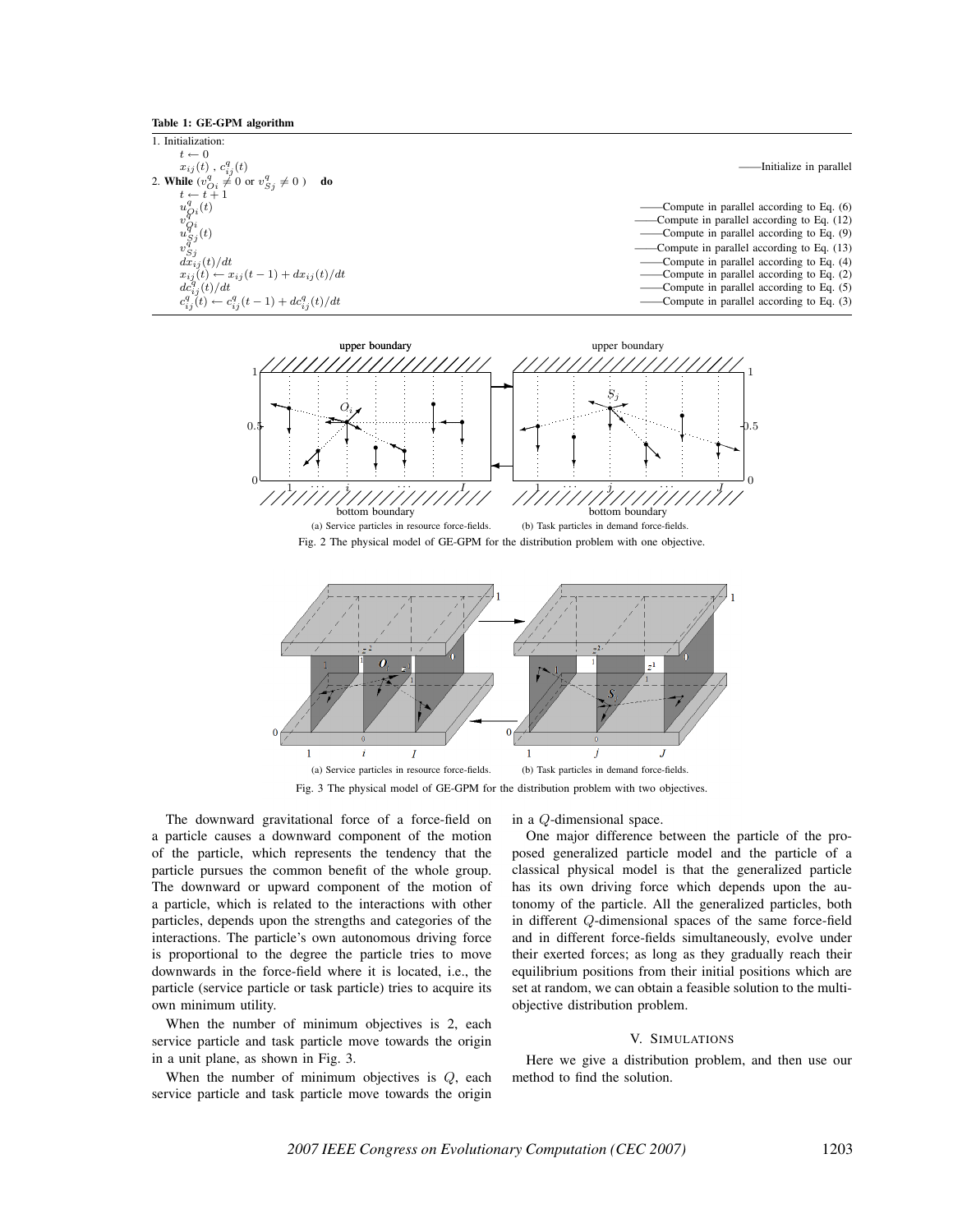**Table 1: GE-GPM algorithm**

| | |
|---|---|
| 1. Initialization: | |
| $t \leftarrow 0$ | |
| $x_{ij}(t)$ , $c_{ij}^q(t)$ | ——Initialize in parallel |
| 2. **While** ($v_{Oi}^q \neq 0$ or $v_{Sj}^q \neq 0$ ) **do** | |
| $t \leftarrow t+1$ | |
| $u_{Oi}^q(t)$ | ——Compute in parallel according to Eq. (6) |
| $v_{Oi}^q$ | ——Compute in parallel according to Eq. (12) |
| $u_{Sj}^q(t)$ | ——Compute in parallel according to Eq. (9) |
| $v_{Sj}^q$ | ——Compute in parallel according to Eq. (13) |
| $dx_{ij}(t)/dt$ | ——Compute in parallel according to Eq. (4) |
| $x_{ij}(t) \leftarrow x_{ij}(t-1) + dx_{ij}(t)/dt$ | ——Compute in parallel according to Eq. (2) |
| $dc_{ij}^q(t)/dt$ | ——Compute in parallel according to Eq. (5) |
| $c_{ij}^q(t) \leftarrow c_{ij}^q(t-1) + dc_{ij}^q(t)/dt$ | ——Compute in parallel according to Eq. (3) |

upper boundary
upper boundary
1
1
$O_i$
$S_j$
0.5
0.5
0
0
1 … $i$ … $I$
1 … $j$ … $J$
bottom boundary
bottom boundary

(a) Service particles in resource force-fields. (b) Task particles in demand force-fields.

Fig. 2 The physical model of GE-GPM for the distribution problem with one objective.

(a) Service particles in resource force-fields. (b) Task particles in demand force-fields.

Fig. 3 The physical model of GE-GPM for the distribution problem with two objectives.

The downward gravitational force of a force-field on a particle causes a downward component of the motion of the particle, which represents the tendency that the particle pursues the common benefit of the whole group. The downward or upward component of the motion of a particle, which is related to the interactions with other particles, depends upon the strengths and categories of the interactions. The particle's own autonomous driving force is proportional to the degree the particle tries to move downwards in the force-field where it is located, i.e., the particle (service particle or task particle) tries to acquire its own minimum utility.

When the number of minimum objectives is 2, each service particle and task particle move towards the origin in a unit plane, as shown in Fig. 3.

When the number of minimum objectives is $Q$, each service particle and task particle move towards the origin in a $Q$-dimensional space.

One major difference between the particle of the proposed generalized particle model and the particle of a classical physical model is that the generalized particle has its own driving force which depends upon the autonomy of the particle. All the generalized particles, both in different $Q$-dimensional spaces of the same force-field and in different force-fields simultaneously, evolve under their exerted forces; as long as they gradually reach their equilibrium positions from their initial positions which are set at random, we can obtain a feasible solution to the multi-objective distribution problem.

## V. Simulations

Here we give a distribution problem, and then use our method to find the solution.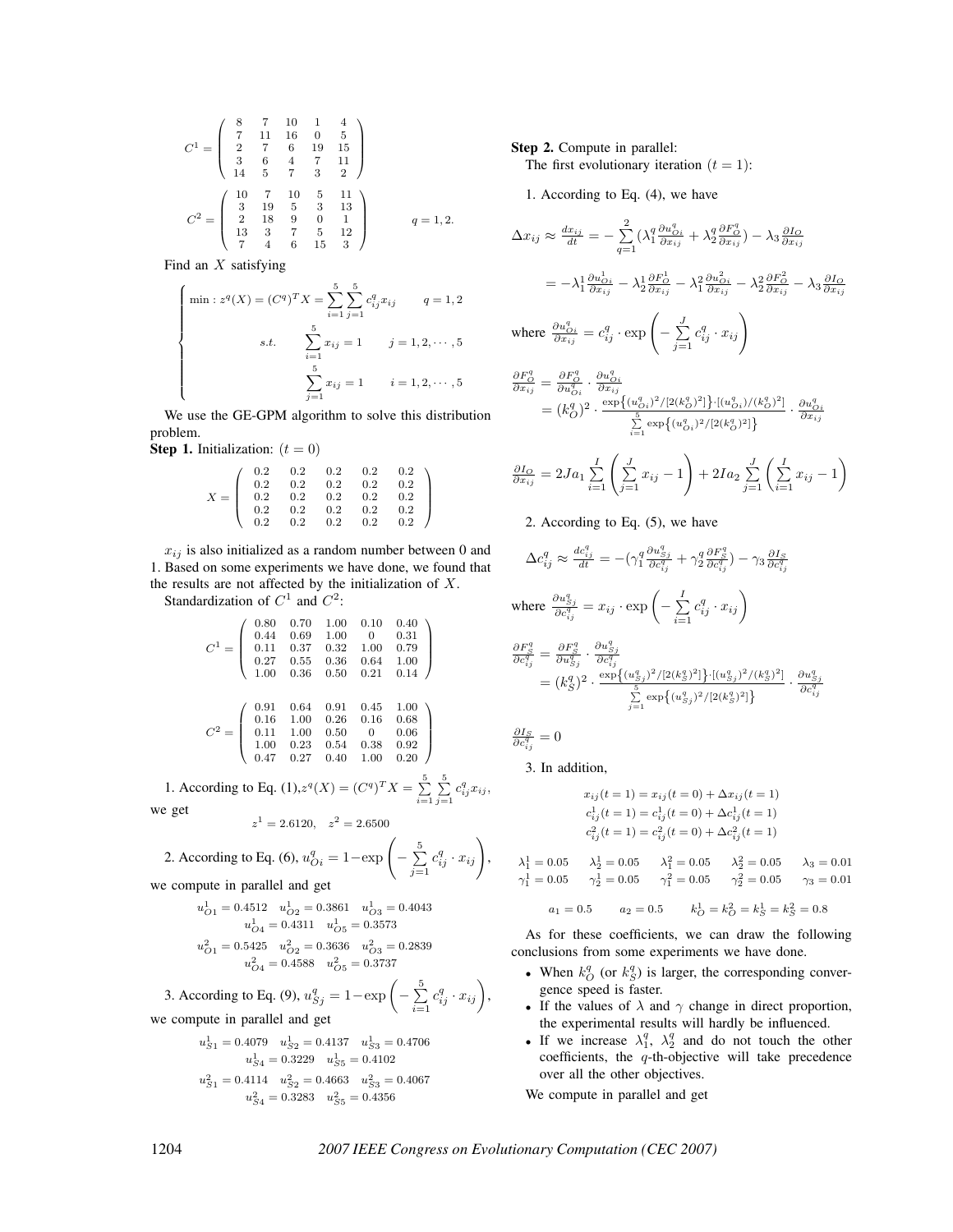$$C^1 = \begin{pmatrix} 8 & 7 & 10 & 1 & 4 \\ 7 & 11 & 16 & 0 & 5 \\ 2 & 7 & 6 & 19 & 15 \\ 3 & 6 & 4 & 7 & 11 \\ 14 & 5 & 7 & 3 & 2 \end{pmatrix}$$

$$C^2 = \begin{pmatrix} 10 & 7 & 10 & 5 & 11 \\ 3 & 19 & 5 & 3 & 13 \\ 2 & 18 & 9 & 0 & 1 \\ 13 & 3 & 7 & 5 & 12 \\ 7 & 4 & 6 & 15 & 3 \end{pmatrix} \qquad q = 1, 2.$$

Find an $X$ satisfying

$$\begin{cases} \min : z^q(X) = (C^q)^T X = \sum_{i=1}^{5} \sum_{j=1}^{5} c_{ij}^q x_{ij} \qquad q = 1, 2 \\ \qquad s.t. \qquad \sum_{i=1}^{5} x_{ij} = 1 \qquad j = 1, 2, \cdots, 5 \\ \qquad\qquad\quad \sum_{j=1}^{5} x_{ij} = 1 \qquad i = 1, 2, \cdots, 5 \end{cases}$$

We use the GE-GPM algorithm to solve this distribution problem.

**Step 1.** Initialization: $(t = 0)$

$$X = \begin{pmatrix} 0.2 & 0.2 & 0.2 & 0.2 & 0.2 \\ 0.2 & 0.2 & 0.2 & 0.2 & 0.2 \\ 0.2 & 0.2 & 0.2 & 0.2 & 0.2 \\ 0.2 & 0.2 & 0.2 & 0.2 & 0.2 \\ 0.2 & 0.2 & 0.2 & 0.2 & 0.2 \end{pmatrix}$$

$x_{ij}$ is also initialized as a random number between 0 and 1. Based on some experiments we have done, we found that the results are not affected by the initialization of $X$.

Standardization of $C^1$ and $C^2$:

$$C^1 = \begin{pmatrix} 0.80 & 0.70 & 1.00 & 0.10 & 0.40 \\ 0.44 & 0.69 & 1.00 & 0 & 0.31 \\ 0.11 & 0.37 & 0.32 & 1.00 & 0.79 \\ 0.27 & 0.55 & 0.36 & 0.64 & 1.00 \\ 1.00 & 0.36 & 0.50 & 0.21 & 0.14 \end{pmatrix}$$

$$C^2 = \begin{pmatrix} 0.91 & 0.64 & 0.91 & 0.45 & 1.00 \\ 0.16 & 1.00 & 0.26 & 0.16 & 0.68 \\ 0.11 & 1.00 & 0.50 & 0 & 0.06 \\ 1.00 & 0.23 & 0.54 & 0.38 & 0.92 \\ 0.47 & 0.27 & 0.40 & 1.00 & 0.20 \end{pmatrix}$$

1. According to Eq. (1), $z^q(X) = (C^q)^T X = \sum_{i=1}^{5} \sum_{j=1}^{5} c_{ij}^q x_{ij}$, we get

$$z^1 = 2.6120, \quad z^2 = 2.6500$$

2. According to Eq. (6), $u_{Oi}^q = 1 - \exp\left(-\sum_{j=1}^{5} c_{ij}^q \cdot x_{ij}\right)$, we compute in parallel and get

$$u_{O1}^1 = 0.4512 \quad u_{O2}^1 = 0.3861 \quad u_{O3}^1 = 0.4043$$
$$u_{O4}^1 = 0.4311 \quad u_{O5}^1 = 0.3573$$
$$u_{O1}^2 = 0.5425 \quad u_{O2}^2 = 0.3636 \quad u_{O3}^2 = 0.2839$$
$$u_{O4}^2 = 0.4588 \quad u_{O5}^2 = 0.3737$$

3. According to Eq. (9), $u_{Sj}^q = 1 - \exp\left(-\sum_{i=1}^{5} c_{ij}^q \cdot x_{ij}\right)$, we compute in parallel and get

$$u_{S1}^1 = 0.4079 \quad u_{S2}^1 = 0.4137 \quad u_{S3}^1 = 0.4706$$
$$u_{S4}^1 = 0.3229 \quad u_{S5}^1 = 0.4102$$
$$u_{S1}^2 = 0.4114 \quad u_{S2}^2 = 0.4663 \quad u_{S3}^2 = 0.4067$$
$$u_{S4}^2 = 0.3283 \quad u_{S5}^2 = 0.4356$$

**Step 2.** Compute in parallel:

The first evolutionary iteration $(t = 1)$:

1. According to Eq. (4), we have

$$\Delta x_{ij} \approx \frac{dx_{ij}}{dt} = -\sum_{q=1}^{2} \left(\lambda_1^q \frac{\partial u_{Oi}^q}{\partial x_{ij}} + \lambda_2^q \frac{\partial F_O^q}{\partial x_{ij}}\right) - \lambda_3 \frac{\partial I_O}{\partial x_{ij}}$$

$$= -\lambda_1^1 \frac{\partial u_{Oi}^1}{\partial x_{ij}} - \lambda_2^1 \frac{\partial F_O^1}{\partial x_{ij}} - \lambda_1^2 \frac{\partial u_{Oi}^2}{\partial x_{ij}} - \lambda_2^2 \frac{\partial F_O^2}{\partial x_{ij}} - \lambda_3 \frac{\partial I_O}{\partial x_{ij}}$$

where $\frac{\partial u_{Oi}^q}{\partial x_{ij}} = c_{ij}^q \cdot \exp\left(-\sum_{j=1}^{J} c_{ij}^q \cdot x_{ij}\right)$

$$\frac{\partial F_O^q}{\partial x_{ij}} = \frac{\partial F_O^q}{\partial u_{Oi}^q} \cdot \frac{\partial u_{Oi}^q}{\partial x_{ij}} = (k_O^q)^2 \cdot \frac{\exp\{(u_{Oi}^q)^2/[2(k_O^q)^2]\} \cdot [(u_{Oi}^q)/(k_O^q)^2]}{\sum_{i=1}^{5} \exp\{(u_{Oi}^q)^2/[2(k_O^q)^2]\}} \cdot \frac{\partial u_{Oi}^q}{\partial x_{ij}}$$

$$\frac{\partial I_O}{\partial x_{ij}} = 2Ja_1 \sum_{i=1}^{I} \left(\sum_{j=1}^{J} x_{ij} - 1\right) + 2Ia_2 \sum_{j=1}^{J} \left(\sum_{i=1}^{I} x_{ij} - 1\right)$$

2. According to Eq. (5), we have

$$\Delta c_{ij}^q \approx \frac{dc_{ij}^q}{dt} = -\left(\gamma_1^q \frac{\partial u_{Sj}^q}{\partial c_{ij}^q} + \gamma_2^q \frac{\partial F_S^q}{\partial c_{ij}^q}\right) - \gamma_3 \frac{\partial I_S}{\partial c_{ij}^q}$$

where $\frac{\partial u_{Sj}^q}{\partial c_{ij}^q} = x_{ij} \cdot \exp\left(-\sum_{i=1}^{I} c_{ij}^q \cdot x_{ij}\right)$

$$\frac{\partial F_S^q}{\partial c_{ij}^q} = \frac{\partial F_S^q}{\partial u_{Sj}^q} \cdot \frac{\partial u_{Sj}^q}{\partial c_{ij}^q} = (k_S^q)^2 \cdot \frac{\exp\{(u_{Sj}^q)^2/[2(k_S^q)^2]\} \cdot [(u_{Sj}^q)^2/(k_S^q)^2]}{\sum_{j=1}^{5} \exp\{(u_{Sj}^q)^2/[2(k_S^q)^2]\}} \cdot \frac{\partial u_{Sj}^q}{\partial c_{ij}^q}$$

$$\frac{\partial I_S}{\partial c_{ij}^q} = 0$$

3. In addition,

$$x_{ij}(t=1) = x_{ij}(t=0) + \Delta x_{ij}(t=1)$$
$$c_{ij}^1(t=1) = c_{ij}^1(t=0) + \Delta c_{ij}^1(t=1)$$
$$c_{ij}^2(t=1) = c_{ij}^2(t=0) + \Delta c_{ij}^2(t=1)$$

$$\lambda_1^1 = 0.05 \quad \lambda_2^1 = 0.05 \quad \lambda_1^2 = 0.05 \quad \lambda_2^2 = 0.05 \quad \lambda_3 = 0.01$$
$$\gamma_1^1 = 0.05 \quad \gamma_2^1 = 0.05 \quad \gamma_1^2 = 0.05 \quad \gamma_2^2 = 0.05 \quad \gamma_3 = 0.01$$

$$a_1 = 0.5 \qquad a_2 = 0.5 \qquad k_O^1 = k_O^2 = k_S^1 = k_S^2 = 0.8$$

As for these coefficients, we can draw the following conclusions from some experiments we have done.

- When $k_O^q$ (or $k_S^q$) is larger, the corresponding convergence speed is faster.
- If the values of $\lambda$ and $\gamma$ change in direct proportion, the experimental results will hardly be influenced.
- If we increase $\lambda_1^q$, $\lambda_2^q$ and do not touch the other coefficients, the $q$-th-objective will take precedence over all the other objectives.

We compute in parallel and get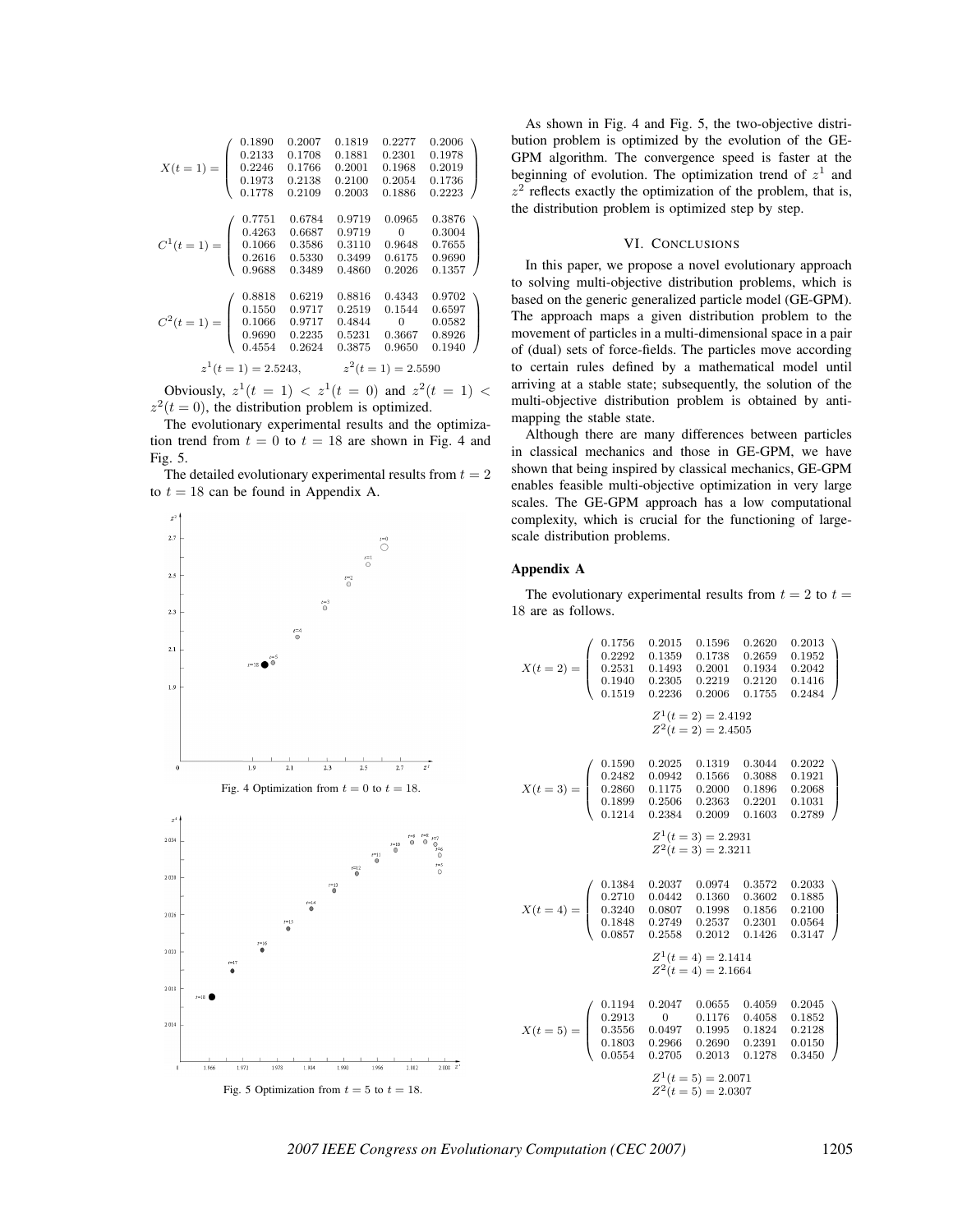$$X(t=1) = \begin{pmatrix} 0.1890 & 0.2007 & 0.1819 & 0.2277 & 0.2006 \\ 0.2133 & 0.1708 & 0.1881 & 0.2301 & 0.1978 \\ 0.2246 & 0.1766 & 0.2001 & 0.1968 & 0.2019 \\ 0.1973 & 0.2138 & 0.2100 & 0.2054 & 0.1736 \\ 0.1778 & 0.2109 & 0.2003 & 0.1886 & 0.2223 \end{pmatrix}$$

$$C^1(t=1) = \begin{pmatrix} 0.7751 & 0.6784 & 0.9719 & 0.0965 & 0.3876 \\ 0.4263 & 0.6687 & 0.9719 & 0 & 0.3004 \\ 0.1066 & 0.3586 & 0.3110 & 0.9648 & 0.7655 \\ 0.2616 & 0.5330 & 0.3499 & 0.6175 & 0.9690 \\ 0.9688 & 0.3489 & 0.4860 & 0.2026 & 0.1357 \end{pmatrix}$$

$$C^2(t=1) = \begin{pmatrix} 0.8818 & 0.6219 & 0.8816 & 0.4343 & 0.9702 \\ 0.1550 & 0.9717 & 0.2519 & 0.1544 & 0.6597 \\ 0.1066 & 0.9717 & 0.4844 & 0 & 0.0582 \\ 0.9690 & 0.2235 & 0.5231 & 0.3667 & 0.8926 \\ 0.4554 & 0.2624 & 0.3875 & 0.9650 & 0.1940 \end{pmatrix}$$

$$z^1(t=1) = 2.5243, \qquad z^2(t=1) = 2.5590$$

Obviously, $z^1(t=1) < z^1(t=0)$ and $z^2(t=1) < z^2(t=0)$, the distribution problem is optimized.

The evolutionary experimental results and the optimization trend from $t=0$ to $t=18$ are shown in Fig. 4 and Fig. 5.

The detailed evolutionary experimental results from $t=2$ to $t=18$ can be found in Appendix A.

Fig. 4 Optimization from $t=0$ to $t=18$.

Fig. 5 Optimization from $t=5$ to $t=18$.

As shown in Fig. 4 and Fig. 5, the two-objective distribution problem is optimized by the evolution of the GE-GPM algorithm. The convergence speed is faster at the beginning of evolution. The optimization trend of $z^1$ and $z^2$ reflects exactly the optimization of the problem, that is, the distribution problem is optimized step by step.

## VI. Conclusions

In this paper, we propose a novel evolutionary approach to solving multi-objective distribution problems, which is based on the generic generalized particle model (GE-GPM). The approach maps a given distribution problem to the movement of particles in a multi-dimensional space in a pair of (dual) sets of force-fields. The particles move according to certain rules defined by a mathematical model until arriving at a stable state; subsequently, the solution of the multi-objective distribution problem is obtained by anti-mapping the stable state.

Although there are many differences between particles in classical mechanics and those in GE-GPM, we have shown that being inspired by classical mechanics, GE-GPM enables feasible multi-objective optimization in very large scales. The GE-GPM approach has a low computational complexity, which is crucial for the functioning of large-scale distribution problems.

### Appendix A

The evolutionary experimental results from $t=2$ to $t=18$ are as follows.

$$X(t=2) = \begin{pmatrix} 0.1756 & 0.2015 & 0.1596 & 0.2620 & 0.2013 \\ 0.2292 & 0.1359 & 0.1738 & 0.2659 & 0.1952 \\ 0.2531 & 0.1493 & 0.2001 & 0.1934 & 0.2042 \\ 0.1940 & 0.2305 & 0.2219 & 0.2120 & 0.1416 \\ 0.1519 & 0.2236 & 0.2006 & 0.1755 & 0.2484 \end{pmatrix}$$

$$Z^1(t=2) = 2.4192$$
$$Z^2(t=2) = 2.4505$$

$$X(t=3) = \begin{pmatrix} 0.1590 & 0.2025 & 0.1319 & 0.3044 & 0.2022 \\ 0.2482 & 0.0942 & 0.1566 & 0.3088 & 0.1921 \\ 0.2860 & 0.1175 & 0.2000 & 0.1896 & 0.2068 \\ 0.1899 & 0.2506 & 0.2363 & 0.2201 & 0.1031 \\ 0.1214 & 0.2384 & 0.2009 & 0.1603 & 0.2789 \end{pmatrix}$$

$$Z^1(t=3) = 2.2931$$
$$Z^2(t=3) = 2.3211$$

$$X(t=4) = \begin{pmatrix} 0.1384 & 0.2037 & 0.0974 & 0.3572 & 0.2033 \\ 0.2710 & 0.0442 & 0.1360 & 0.3602 & 0.1885 \\ 0.3240 & 0.0807 & 0.1998 & 0.1856 & 0.2100 \\ 0.1848 & 0.2749 & 0.2537 & 0.2301 & 0.0564 \\ 0.0857 & 0.2558 & 0.2012 & 0.1426 & 0.3147 \end{pmatrix}$$

$$Z^1(t=4) = 2.1414$$
$$Z^2(t=4) = 2.1664$$

$$X(t=5) = \begin{pmatrix} 0.1194 & 0.2047 & 0.0655 & 0.4059 & 0.2045 \\ 0.2913 & 0 & 0.1176 & 0.4058 & 0.1852 \\ 0.3556 & 0.0497 & 0.1995 & 0.1824 & 0.2128 \\ 0.1803 & 0.2966 & 0.2690 & 0.2391 & 0.0150 \\ 0.0554 & 0.2705 & 0.2013 & 0.1278 & 0.3450 \end{pmatrix}$$

$$Z^1(t=5) = 2.0071$$
$$Z^2(t=5) = 2.0307$$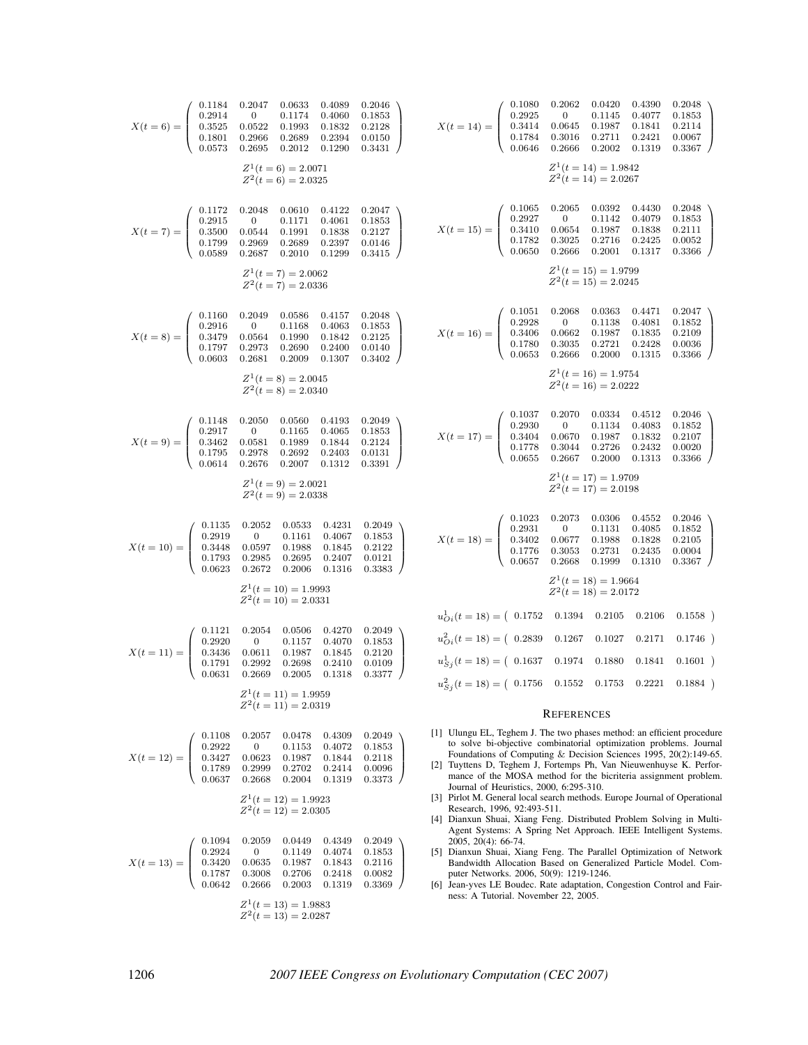$$X(t=6) = \begin{pmatrix} 0.1184 & 0.2047 & 0.0633 & 0.4089 & 0.2046 \\ 0.2914 & 0 & 0.1174 & 0.4060 & 0.1853 \\ 0.3525 & 0.0522 & 0.1993 & 0.1832 & 0.2128 \\ 0.1801 & 0.2966 & 0.2689 & 0.2394 & 0.0150 \\ 0.0573 & 0.2695 & 0.2012 & 0.1290 & 0.3431 \end{pmatrix}$$

$$Z^1(t=6) = 2.0071$$
$$Z^2(t=6) = 2.0325$$

$$X(t=7) = \begin{pmatrix} 0.1172 & 0.2048 & 0.0610 & 0.4122 & 0.2047 \\ 0.2915 & 0 & 0.1171 & 0.4061 & 0.1853 \\ 0.3500 & 0.0544 & 0.1991 & 0.1838 & 0.2127 \\ 0.1799 & 0.2969 & 0.2689 & 0.2397 & 0.0146 \\ 0.0589 & 0.2687 & 0.2010 & 0.1299 & 0.3415 \end{pmatrix}$$

$$Z^1(t=7) = 2.0062$$
$$Z^2(t=7) = 2.0336$$

$$X(t=8) = \begin{pmatrix} 0.1160 & 0.2049 & 0.0586 & 0.4157 & 0.2048 \\ 0.2916 & 0 & 0.1168 & 0.4063 & 0.1853 \\ 0.3479 & 0.0564 & 0.1990 & 0.1842 & 0.2125 \\ 0.1797 & 0.2973 & 0.2690 & 0.2400 & 0.0140 \\ 0.0603 & 0.2681 & 0.2009 & 0.1307 & 0.3402 \end{pmatrix}$$

$$Z^1(t=8) = 2.0045$$
$$Z^2(t=8) = 2.0340$$

$$X(t=9) = \begin{pmatrix} 0.1148 & 0.2050 & 0.0560 & 0.4193 & 0.2049 \\ 0.2917 & 0 & 0.1165 & 0.4065 & 0.1853 \\ 0.3462 & 0.0581 & 0.1989 & 0.1844 & 0.2124 \\ 0.1795 & 0.2978 & 0.2692 & 0.2403 & 0.0131 \\ 0.0614 & 0.2676 & 0.2007 & 0.1312 & 0.3391 \end{pmatrix}$$

$$Z^1(t=9) = 2.0021$$
$$Z^2(t=9) = 2.0338$$

$$X(t=10) = \begin{pmatrix} 0.1135 & 0.2052 & 0.0533 & 0.4231 & 0.2049 \\ 0.2919 & 0 & 0.1161 & 0.4067 & 0.1853 \\ 0.3448 & 0.0597 & 0.1988 & 0.1845 & 0.2122 \\ 0.1793 & 0.2985 & 0.2695 & 0.2407 & 0.0121 \\ 0.0623 & 0.2672 & 0.2006 & 0.1316 & 0.3383 \end{pmatrix}$$

$$Z^1(t=10) = 1.9993$$
$$Z^2(t=10) = 2.0331$$

$$X(t=11) = \begin{pmatrix} 0.1121 & 0.2054 & 0.0506 & 0.4270 & 0.2049 \\ 0.2920 & 0 & 0.1157 & 0.4070 & 0.1853 \\ 0.3436 & 0.0611 & 0.1987 & 0.1845 & 0.2120 \\ 0.1791 & 0.2992 & 0.2698 & 0.2410 & 0.0109 \\ 0.0631 & 0.2669 & 0.2005 & 0.1318 & 0.3377 \end{pmatrix}$$

$$Z^1(t=11) = 1.9959$$
$$Z^2(t=11) = 2.0319$$

$$X(t=12) = \begin{pmatrix} 0.1108 & 0.2057 & 0.0478 & 0.4309 & 0.2049 \\ 0.2922 & 0 & 0.1153 & 0.4072 & 0.1853 \\ 0.3427 & 0.0623 & 0.1987 & 0.1844 & 0.2118 \\ 0.1789 & 0.2999 & 0.2702 & 0.2414 & 0.0096 \\ 0.0637 & 0.2668 & 0.2004 & 0.1319 & 0.3373 \end{pmatrix}$$

$$Z^1(t=12) = 1.9923$$
$$Z^2(t=12) = 2.0305$$

$$X(t=13) = \begin{pmatrix} 0.1094 & 0.2059 & 0.0449 & 0.4349 & 0.2049 \\ 0.2924 & 0 & 0.1149 & 0.4074 & 0.1853 \\ 0.3420 & 0.0635 & 0.1987 & 0.1843 & 0.2116 \\ 0.1787 & 0.3008 & 0.2706 & 0.2418 & 0.0082 \\ 0.0642 & 0.2666 & 0.2003 & 0.1319 & 0.3369 \end{pmatrix}$$

$$Z^1(t=13) = 1.9883$$
$$Z^2(t=13) = 2.0287$$

$$X(t=14) = \begin{pmatrix} 0.1080 & 0.2062 & 0.0420 & 0.4390 & 0.2048 \\ 0.2925 & 0 & 0.1145 & 0.4077 & 0.1853 \\ 0.3414 & 0.0645 & 0.1987 & 0.1841 & 0.2114 \\ 0.1784 & 0.3016 & 0.2711 & 0.2421 & 0.0067 \\ 0.0646 & 0.2666 & 0.2002 & 0.1319 & 0.3367 \end{pmatrix}$$

$$Z^1(t=14) = 1.9842$$
$$Z^2(t=14) = 2.0267$$

$$X(t=15) = \begin{pmatrix} 0.1065 & 0.2065 & 0.0392 & 0.4430 & 0.2048 \\ 0.2927 & 0 & 0.1142 & 0.4079 & 0.1853 \\ 0.3410 & 0.0654 & 0.1987 & 0.1838 & 0.2111 \\ 0.1782 & 0.3025 & 0.2716 & 0.2425 & 0.0052 \\ 0.0650 & 0.2666 & 0.2001 & 0.1317 & 0.3366 \end{pmatrix}$$

$$Z^1(t=15) = 1.9799$$
$$Z^2(t=15) = 2.0245$$

$$X(t=16) = \begin{pmatrix} 0.1051 & 0.2068 & 0.0363 & 0.4471 & 0.2047 \\ 0.2928 & 0 & 0.1138 & 0.4081 & 0.1852 \\ 0.3406 & 0.0662 & 0.1987 & 0.1835 & 0.2109 \\ 0.1780 & 0.3035 & 0.2721 & 0.2428 & 0.0036 \\ 0.0653 & 0.2666 & 0.2000 & 0.1315 & 0.3366 \end{pmatrix}$$

$$Z^1(t=16) = 1.9754$$
$$Z^2(t=16) = 2.0222$$

$$X(t=17) = \begin{pmatrix} 0.1037 & 0.2070 & 0.0334 & 0.4512 & 0.2046 \\ 0.2930 & 0 & 0.1134 & 0.4083 & 0.1852 \\ 0.3404 & 0.0670 & 0.1987 & 0.1832 & 0.2107 \\ 0.1778 & 0.3044 & 0.2726 & 0.2432 & 0.0020 \\ 0.0655 & 0.2667 & 0.2000 & 0.1313 & 0.3366 \end{pmatrix}$$

$$Z^1(t=17) = 1.9709$$
$$Z^2(t=17) = 2.0198$$

$$X(t=18) = \begin{pmatrix} 0.1023 & 0.2073 & 0.0306 & 0.4552 & 0.2046 \\ 0.2931 & 0 & 0.1131 & 0.4085 & 0.1852 \\ 0.3402 & 0.0677 & 0.1988 & 0.1828 & 0.2105 \\ 0.1776 & 0.3053 & 0.2731 & 0.2435 & 0.0004 \\ 0.0657 & 0.2668 & 0.1999 & 0.1310 & 0.3367 \end{pmatrix}$$

$$Z^1(t=18) = 1.9664$$
$$Z^2(t=18) = 2.0172$$

$$u^1_{Oi}(t=18) = \begin{pmatrix} 0.1752 & 0.1394 & 0.2105 & 0.2106 & 0.1558 \end{pmatrix}$$

$$u^2_{Oi}(t=18) = \begin{pmatrix} 0.2839 & 0.1267 & 0.1027 & 0.2171 & 0.1746 \end{pmatrix}$$

$$u^1_{Sj}(t=18) = \begin{pmatrix} 0.1637 & 0.1974 & 0.1880 & 0.1841 & 0.1601 \end{pmatrix}$$

$$u^2_{Sj}(t=18) = \begin{pmatrix} 0.1756 & 0.1552 & 0.1753 & 0.2221 & 0.1884 \end{pmatrix}$$

## References

[1] Ulungu EL, Teghem J. The two phases method: an efficient procedure to solve bi-objective combinatorial optimization problems. Journal Foundations of Computing & Decision Sciences 1995, 20(2):149-65.

[2] Tuyttens D, Teghem J, Fortemps Ph, Van Nieuwenhuyse K. Performance of the MOSA method for the bicriteria assignment problem. Journal of Heuristics, 2000, 6:295-310.

[3] Pirlot M. General local search methods. Europe Journal of Operational Research, 1996, 92:493-511.

[4] Dianxun Shuai, Xiang Feng. Distributed Problem Solving in Multi-Agent Systems: A Spring Net Approach. IEEE Intelligent Systems. 2005, 20(4): 66-74.

[5] Dianxun Shuai, Xiang Feng. The Parallel Optimization of Network Bandwidth Allocation Based on Generalized Particle Model. Computer Networks. 2006, 50(9): 1219-1246.

[6] Jean-yves LE Boudec. Rate adaptation, Congestion Control and Fairness: A Tutorial. November 22, 2005.